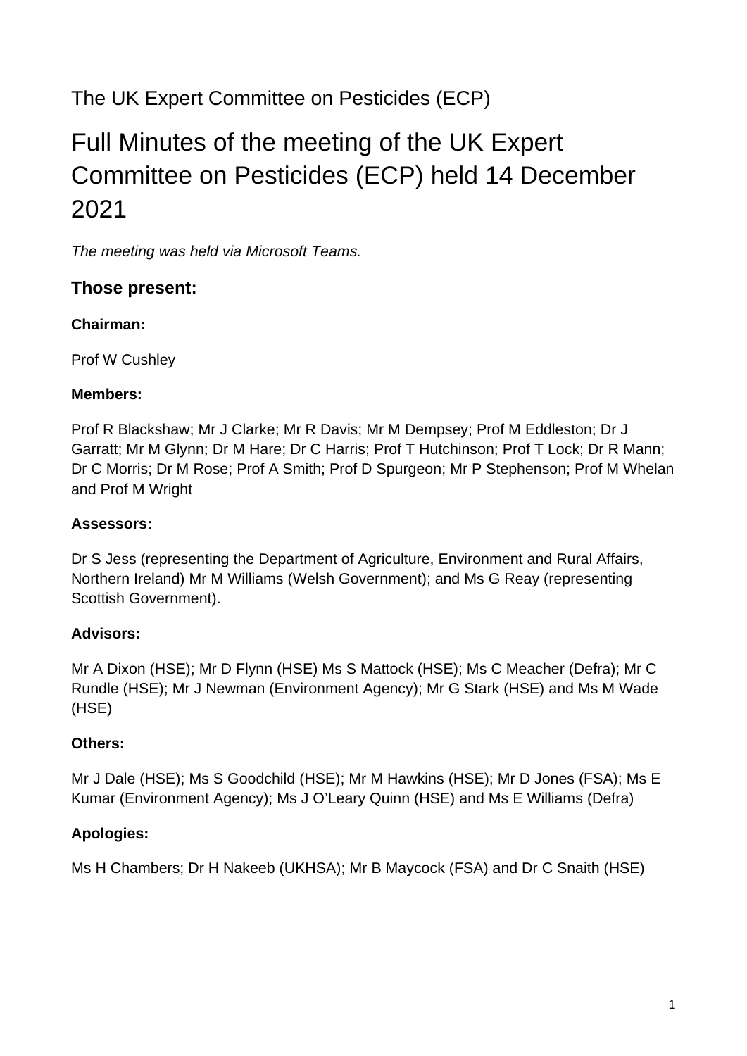The UK Expert Committee on Pesticides (ECP)

# Full Minutes of the meeting of the UK Expert Committee on Pesticides (ECP) held 14 December 2021

*The meeting was held via Microsoft Teams.*

## Those present:

**Chairman:**

Prof W Cushley

**Members:**

Prof R Blackshaw; Mr J Clarke; Mr R Davis; Mr M Dempsey; Prof M Eddleston; Dr J Garratt; Mr M Glynn; Dr M Hare; Dr C Harris; Prof T Hutchinson; Prof T Lock; Dr R Mann; Dr C Morris; Dr M Rose; Prof A Smith; Prof D Spurgeon; Mr P Stephenson; Prof M Whelan and Prof M Wright

**Assessors:**

Dr S Jess (representing the Department of Agriculture, Environment and Rural Affairs, Northern Ireland) Mr M Williams (Welsh Government); and Ms G Reay (representing Scottish Government).

**Advisors:**

Mr A Dixon (HSE); Mr D Flynn (HSE) Ms S Mattock (HSE); Ms C Meacher (Defra); Mr C Rundle (HSE); Mr J Newman (Environment Agency); Mr G Stark (HSE) and Ms M Wade (HSE)

**Others:**

Mr J Dale (HSE); Ms S Goodchild (HSE); Mr M Hawkins (HSE); Mr D Jones (FSA); Ms E Kumar (Environment Agency); Ms J O'Leary Quinn (HSE) and Ms E Williams (Defra)

**Apologies:**

Ms H Chambers; Dr H Nakeeb (UKHSA); Mr B Maycock (FSA) and Dr C Snaith (HSE)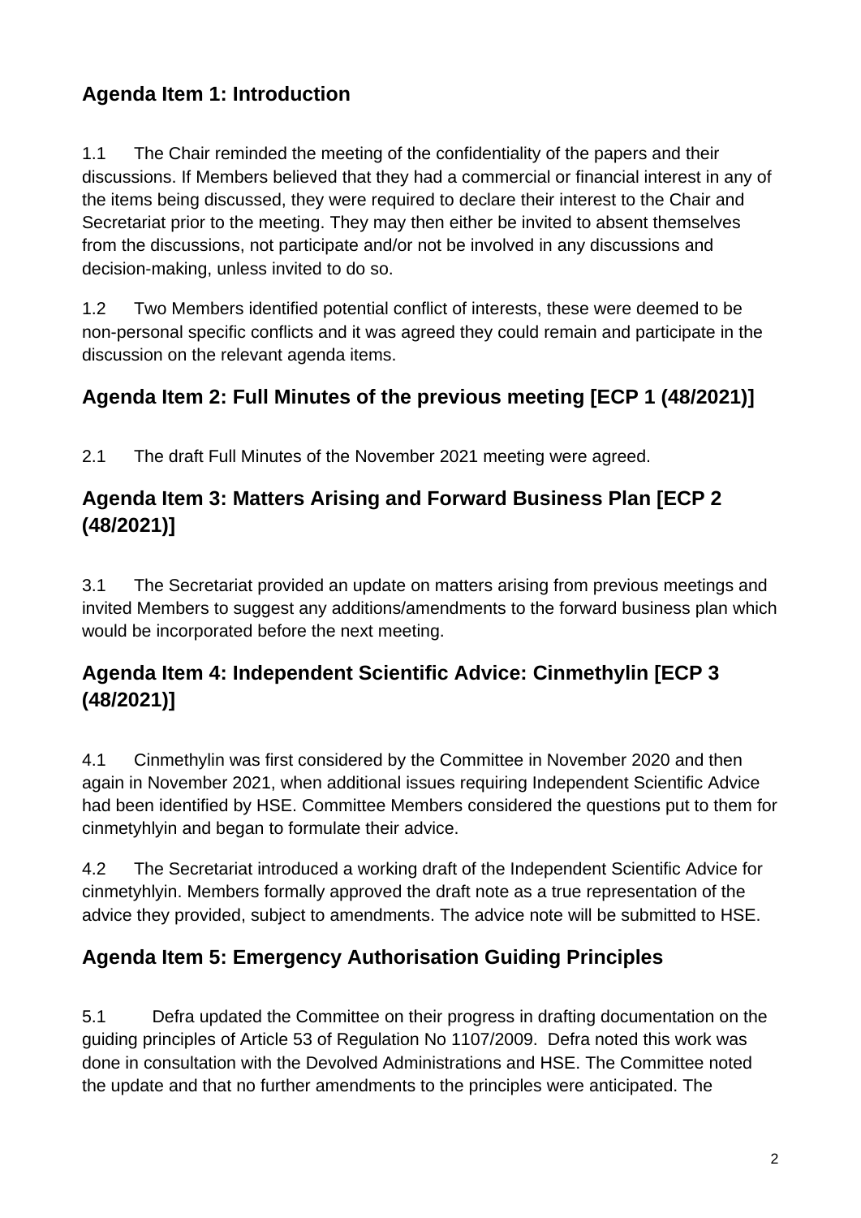## Agenda Item 1: Introduction

1.1 The Chair reminded the meeting of the confidentiality of the papers and their discussions. If Members believed that they had a commercial or financial interest in any of the items being discussed, they were required to declare their interest to the Chair and Secretariat prior to the meeting. They may then either be invited to absent themselves from the discussions, not participate and/or not be involved in any discussions and decision-making, unless invited to do so.

1.2 Two Members identified potential conflict of interests, these were deemed to be non-personal specific conflicts and it was agreed they could remain and participate in the discussion on the relevant agenda items.

## Agenda Item 2: Full Minutes of the previous meeting [ECP 1 (48/2021)]

2.1 The draft Full Minutes of the November 2021 meeting were agreed.

## Agenda Item 3: Matters Arising and Forward Business Plan [ECP 2 (48/2021)]

3.1 The Secretariat provided an update on matters arising from previous meetings and invited Members to suggest any additions/amendments to the forward business plan which would be incorporated before the next meeting.

## Agenda Item 4: Independent Scientific Advice: Cinmethylin [ECP 3 (48/2021)]

4.1 Cinmethylin was first considered by the Committee in November 2020 and then again in November 2021, when additional issues requiring Independent Scientific Advice had been identified by HSE. Committee Members considered the questions put to them for cinmetyhlyin and began to formulate their advice.

4.2 The Secretariat introduced a working draft of the Independent Scientific Advice for cinmetyhlyin. Members formally approved the draft note as a true representation of the advice they provided, subject to amendments. The advice note will be submitted to HSE.

## Agenda Item 5: Emergency Authorisation Guiding Principles

5.1 Defra updated the Committee on their progress in drafting documentation on the guiding principles of Article 53 of Regulation No 1107/2009. Defra noted this work was done in consultation with the Devolved Administrations and HSE. The Committee noted the update and that no further amendments to the principles were anticipated. The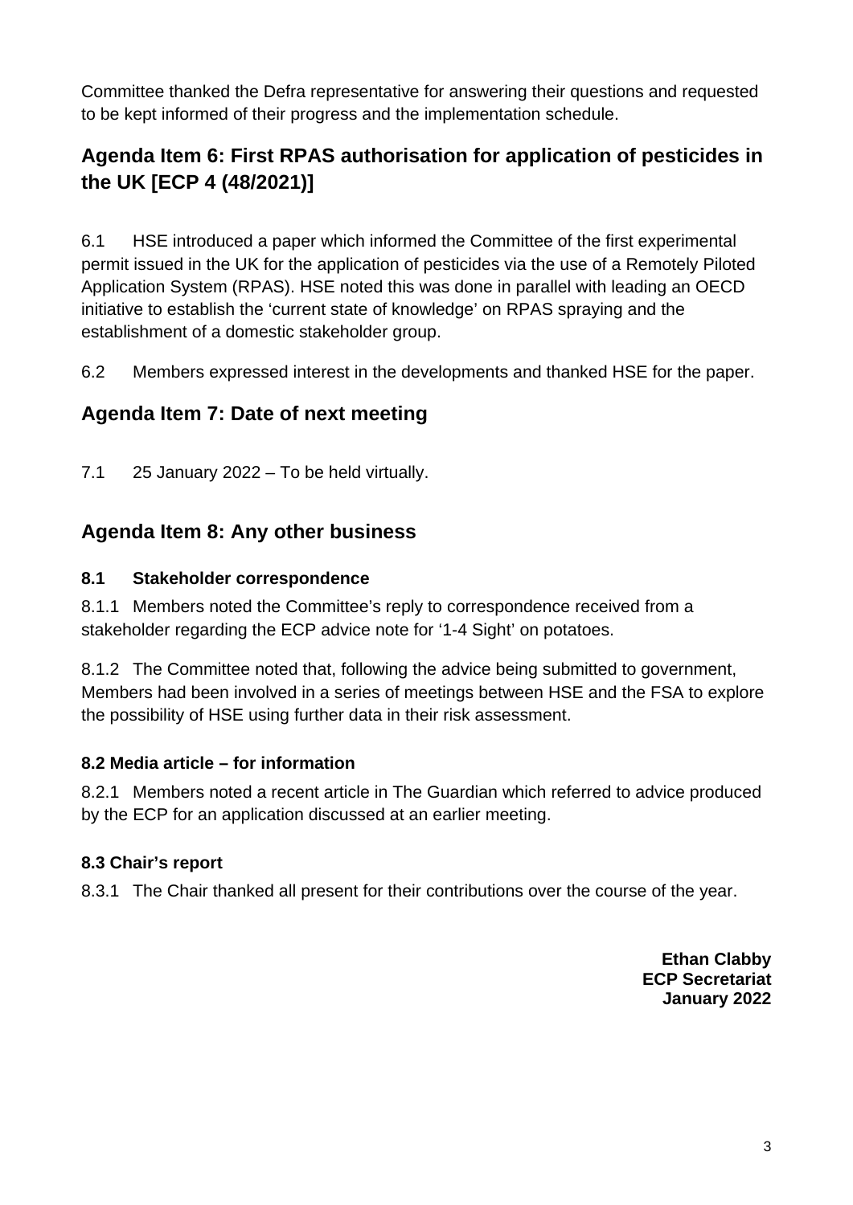Committee thanked the Defra representative for answering their questions and requested to be kept informed of their progress and the implementation schedule.

## Agenda Item 6: First RPAS authorisation for application of pesticides in the UK [ECP 4 (48/2021)]

6.1 HSE introduced a paper which informed the Committee of the first experimental permit issued in the UK for the application of pesticides via the use of a Remotely Piloted Application System (RPAS). HSE noted this was done in parallel with leading an OECD initiative to establish the 'current state of knowledge' on RPAS spraying and the establishment of a domestic stakeholder group.

6.2 Members expressed interest in the developments and thanked HSE for the paper.

## Agenda Item 7: Date of next meeting

7.1 25 January 2022 – To be held virtually.

## Agenda Item 8: Any other business

### 8.1 Stakeholder correspondence

8.1.1 Members noted the Committee's reply to correspondence received from a stakeholder regarding the ECP advice note for '1-4 Sight' on potatoes.

8.1.2 The Committee noted that, following the advice being submitted to government, Members had been involved in a series of meetings between HSE and the FSA to explore the possibility of HSE using further data in their risk assessment.

### 8.2 Media article – for information

8.2.1 Members noted a recent article in The Guardian which referred to advice produced by the ECP for an application discussed at an earlier meeting.

### 8.3 Chair's report

8.3.1 The Chair thanked all present for their contributions over the course of the year.

**Ethan Clabby**
**ECP Secretariat**
**January 2022**